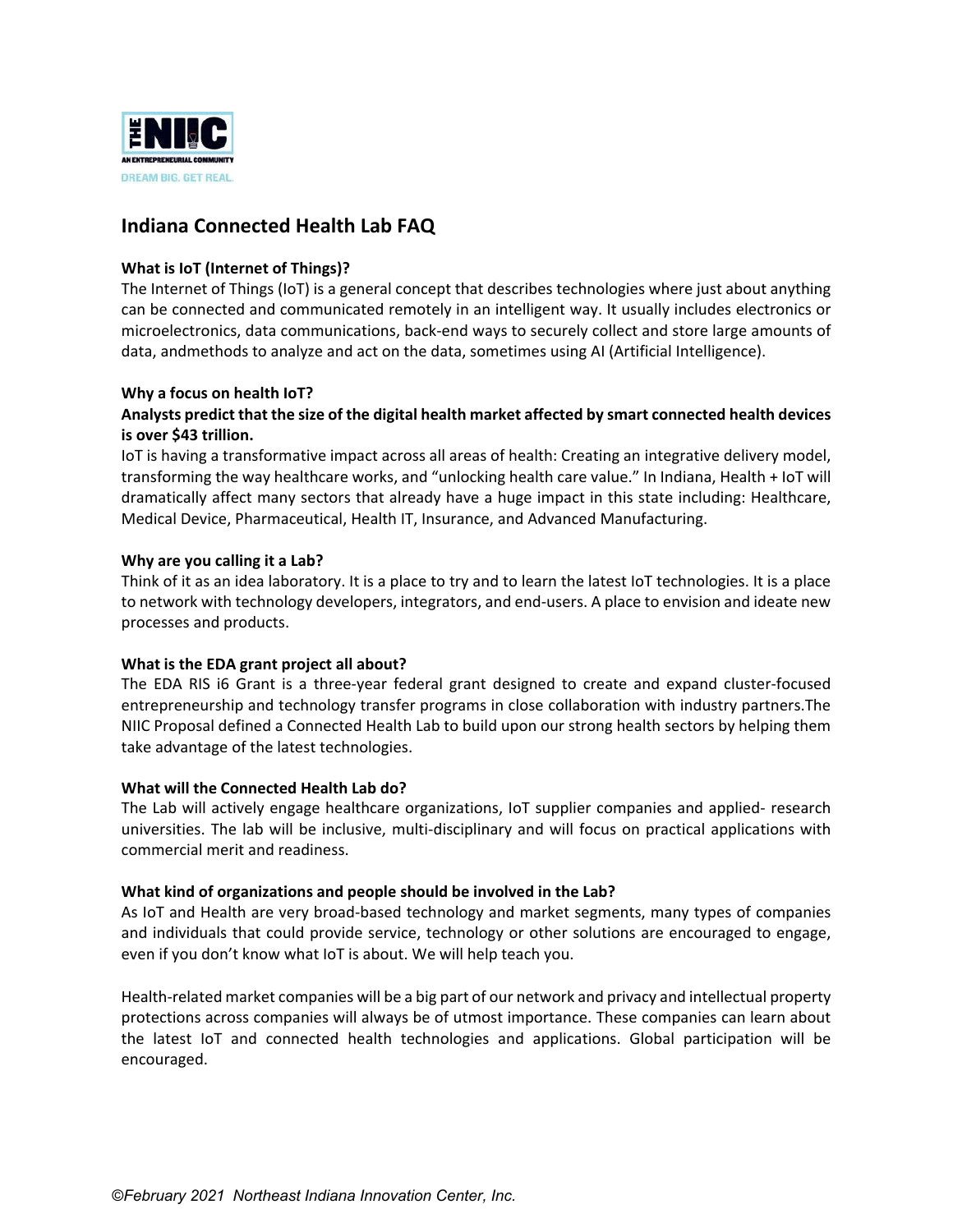# Indiana Connected Health Lab FAQ

### What is IoT (Internet of Things)?

The Internet of Things (IoT) is a general concept that describes technologies where just about anything can be connected and communicated remotely in an intelligent way. It usually includes electronics or microelectronics, data communications, back-end ways to securely collect and store large amounts of data, andmethods to analyze and act on the data, sometimes using AI (Artificial Intelligence).

### Why a focus on health IoT?

**Analysts predict that the size of the digital health market affected by smart connected health devices is over $43 trillion.**

IoT is having a transformative impact across all areas of health: Creating an integrative delivery model, transforming the way healthcare works, and "unlocking health care value." In Indiana, Health + IoT will dramatically affect many sectors that already have a huge impact in this state including: Healthcare, Medical Device, Pharmaceutical, Health IT, Insurance, and Advanced Manufacturing.

### Why are you calling it a Lab?

Think of it as an idea laboratory. It is a place to try and to learn the latest IoT technologies. It is a place to network with technology developers, integrators, and end-users. A place to envision and ideate new processes and products.

### What is the EDA grant project all about?

The EDA RIS i6 Grant is a three-year federal grant designed to create and expand cluster-focused entrepreneurship and technology transfer programs in close collaboration with industry partners.The NIIC Proposal defined a Connected Health Lab to build upon our strong health sectors by helping them take advantage of the latest technologies.

### What will the Connected Health Lab do?

The Lab will actively engage healthcare organizations, IoT supplier companies and applied- research universities. The lab will be inclusive, multi-disciplinary and will focus on practical applications with commercial merit and readiness.

### What kind of organizations and people should be involved in the Lab?

As IoT and Health are very broad-based technology and market segments, many types of companies and individuals that could provide service, technology or other solutions are encouraged to engage, even if you don't know what IoT is about. We will help teach you.

Health-related market companies will be a big part of our network and privacy and intellectual property protections across companies will always be of utmost importance. These companies can learn about the latest IoT and connected health technologies and applications. Global participation will be encouraged.

*©February 2021 Northeast Indiana Innovation Center, Inc.*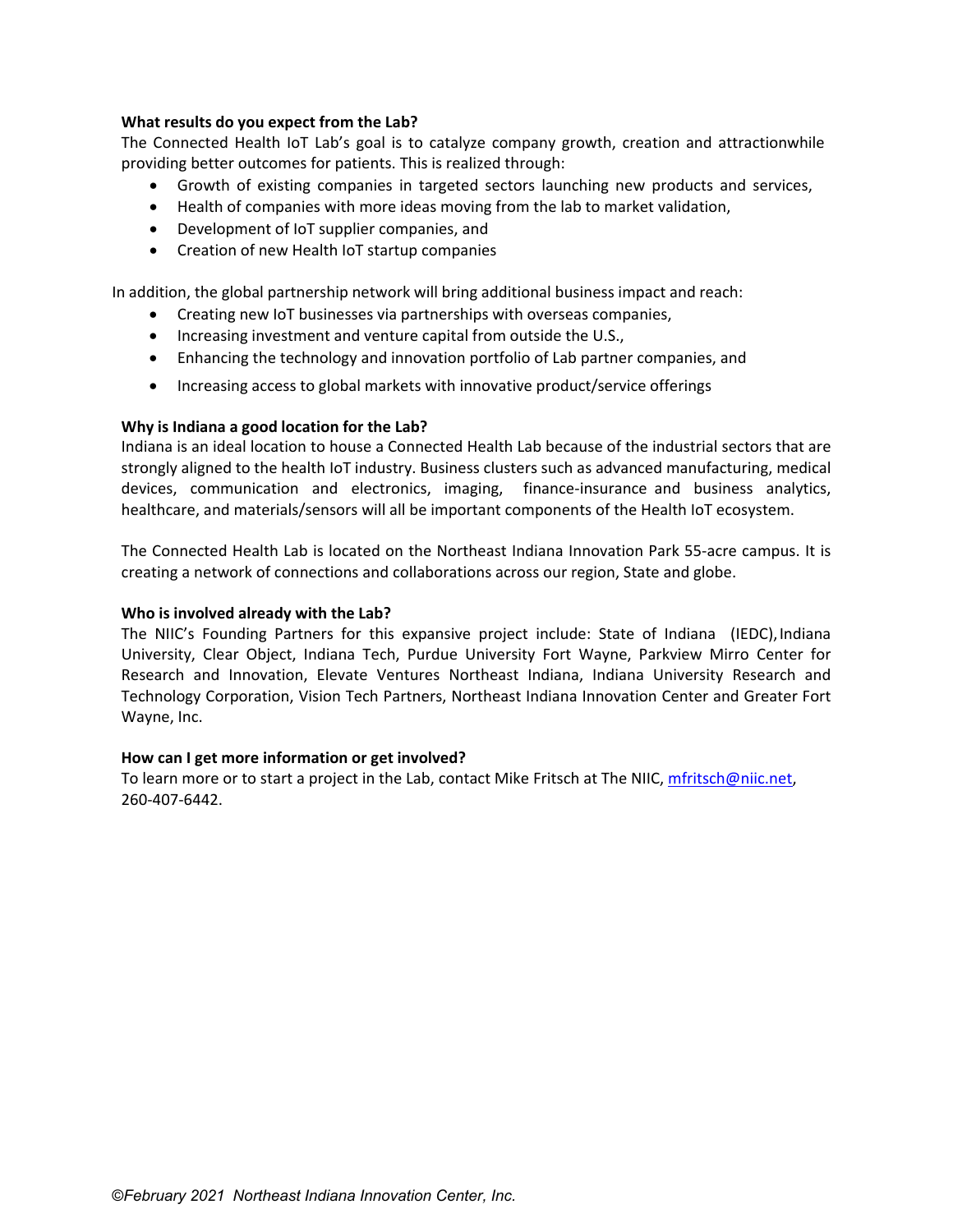**What results do you expect from the Lab?**

The Connected Health IoT Lab's goal is to catalyze company growth, creation and attractionwhile providing better outcomes for patients. This is realized through:

- Growth of existing companies in targeted sectors launching new products and services,
- Health of companies with more ideas moving from the lab to market validation,
- Development of IoT supplier companies, and
- Creation of new Health IoT startup companies

In addition, the global partnership network will bring additional business impact and reach:

- Creating new IoT businesses via partnerships with overseas companies,
- Increasing investment and venture capital from outside the U.S.,
- Enhancing the technology and innovation portfolio of Lab partner companies, and
- Increasing access to global markets with innovative product/service offerings

**Why is Indiana a good location for the Lab?**

Indiana is an ideal location to house a Connected Health Lab because of the industrial sectors that are strongly aligned to the health IoT industry. Business clusters such as advanced manufacturing, medical devices, communication and electronics, imaging, finance-insurance and business analytics, healthcare, and materials/sensors will all be important components of the Health IoT ecosystem.

The Connected Health Lab is located on the Northeast Indiana Innovation Park 55-acre campus. It is creating a network of connections and collaborations across our region, State and globe.

**Who is involved already with the Lab?**

The NIIC's Founding Partners for this expansive project include: State of Indiana (IEDC), Indiana University, Clear Object, Indiana Tech, Purdue University Fort Wayne, Parkview Mirro Center for Research and Innovation, Elevate Ventures Northeast Indiana, Indiana University Research and Technology Corporation, Vision Tech Partners, Northeast Indiana Innovation Center and Greater Fort Wayne, Inc.

**How can I get more information or get involved?**

To learn more or to start a project in the Lab, contact Mike Fritsch at The NIIC, mfritsch@niic.net, 260-407-6442.

*©February 2021 Northeast Indiana Innovation Center, Inc.*